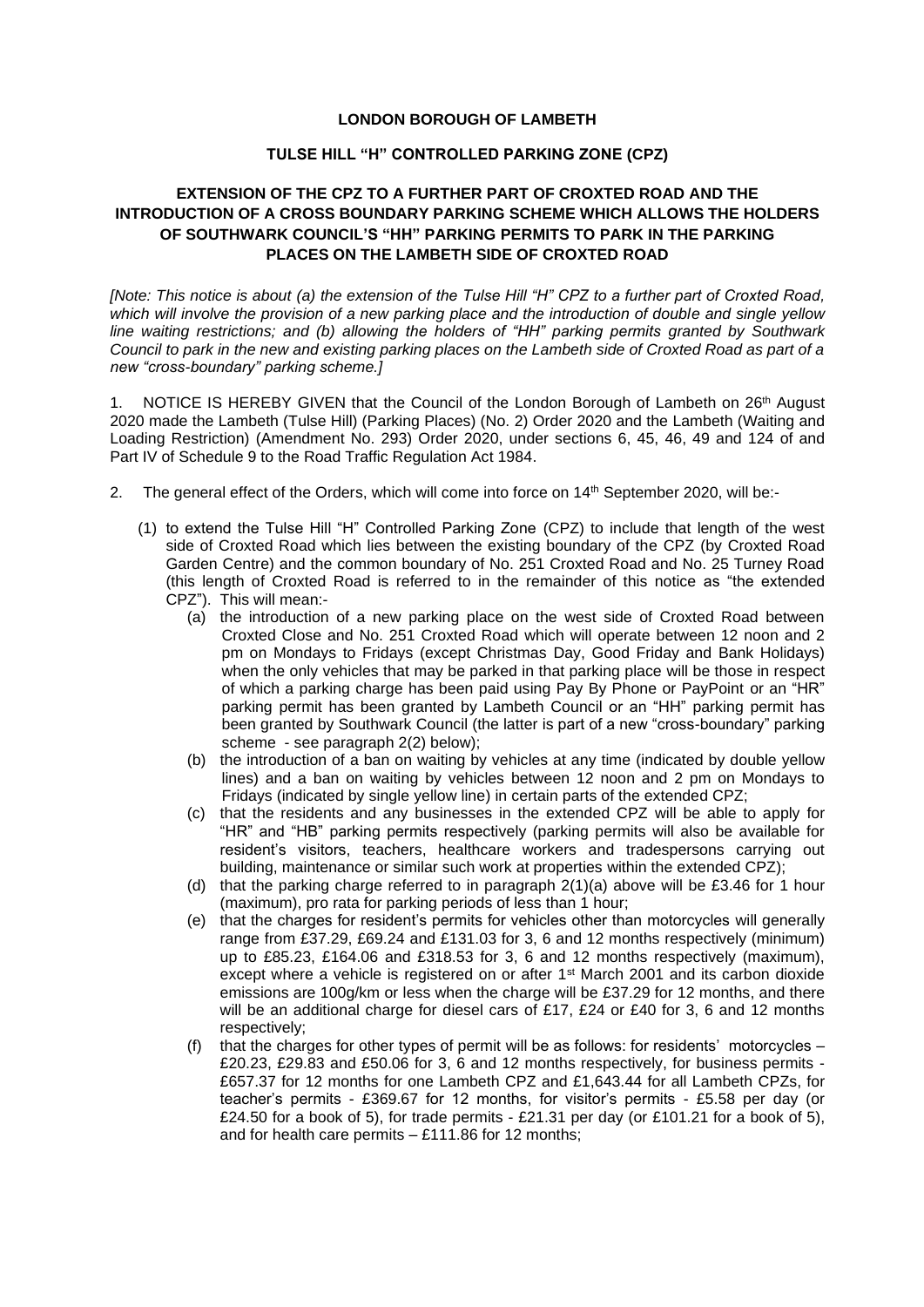**LONDON BOROUGH OF LAMBETH**

**TULSE HILL "H" CONTROLLED PARKING ZONE (CPZ)**

**EXTENSION OF THE CPZ TO A FURTHER PART OF CROXTED ROAD AND THE INTRODUCTION OF A CROSS BOUNDARY PARKING SCHEME WHICH ALLOWS THE HOLDERS OF SOUTHWARK COUNCIL'S "HH" PARKING PERMITS TO PARK IN THE PARKING PLACES ON THE LAMBETH SIDE OF CROXTED ROAD**

*[Note: This notice is about (a) the extension of the Tulse Hill "H" CPZ to a further part of Croxted Road, which will involve the provision of a new parking place and the introduction of double and single yellow line waiting restrictions; and (b) allowing the holders of "HH" parking permits granted by Southwark Council to park in the new and existing parking places on the Lambeth side of Croxted Road as part of a new "cross-boundary" parking scheme.]*

1. NOTICE IS HEREBY GIVEN that the Council of the London Borough of Lambeth on 26th August 2020 made the Lambeth (Tulse Hill) (Parking Places) (No. 2) Order 2020 and the Lambeth (Waiting and Loading Restriction) (Amendment No. 293) Order 2020, under sections 6, 45, 46, 49 and 124 of and Part IV of Schedule 9 to the Road Traffic Regulation Act 1984.

2. The general effect of the Orders, which will come into force on 14th September 2020, will be:-

   (1) to extend the Tulse Hill "H" Controlled Parking Zone (CPZ) to include that length of the west side of Croxted Road which lies between the existing boundary of the CPZ (by Croxted Road Garden Centre) and the common boundary of No. 251 Croxted Road and No. 25 Turney Road (this length of Croxted Road is referred to in the remainder of this notice as "the extended CPZ"). This will mean:-

      (a) the introduction of a new parking place on the west side of Croxted Road between Croxted Close and No. 251 Croxted Road which will operate between 12 noon and 2 pm on Mondays to Fridays (except Christmas Day, Good Friday and Bank Holidays) when the only vehicles that may be parked in that parking place will be those in respect of which a parking charge has been paid using Pay By Phone or PayPoint or an "HR" parking permit has been granted by Lambeth Council or an "HH" parking permit has been granted by Southwark Council (the latter is part of a new "cross-boundary" parking scheme - see paragraph 2(2) below);

      (b) the introduction of a ban on waiting by vehicles at any time (indicated by double yellow lines) and a ban on waiting by vehicles between 12 noon and 2 pm on Mondays to Fridays (indicated by single yellow line) in certain parts of the extended CPZ;

      (c) that the residents and any businesses in the extended CPZ will be able to apply for "HR" and "HB" parking permits respectively (parking permits will also be available for resident's visitors, teachers, healthcare workers and tradespersons carrying out building, maintenance or similar such work at properties within the extended CPZ);

      (d) that the parking charge referred to in paragraph 2(1)(a) above will be £3.46 for 1 hour (maximum), pro rata for parking periods of less than 1 hour;

      (e) that the charges for resident's permits for vehicles other than motorcycles will generally range from £37.29, £69.24 and £131.03 for 3, 6 and 12 months respectively (minimum) up to £85.23, £164.06 and £318.53 for 3, 6 and 12 months respectively (maximum), except where a vehicle is registered on or after 1st March 2001 and its carbon dioxide emissions are 100g/km or less when the charge will be £37.29 for 12 months, and there will be an additional charge for diesel cars of £17, £24 or £40 for 3, 6 and 12 months respectively;

      (f) that the charges for other types of permit will be as follows: for residents' motorcycles – £20.23, £29.83 and £50.06 for 3, 6 and 12 months respectively, for business permits - £657.37 for 12 months for one Lambeth CPZ and £1,643.44 for all Lambeth CPZs, for teacher's permits - £369.67 for 12 months, for visitor's permits - £5.58 per day (or £24.50 for a book of 5), for trade permits - £21.31 per day (or £101.21 for a book of 5), and for health care permits – £111.86 for 12 months;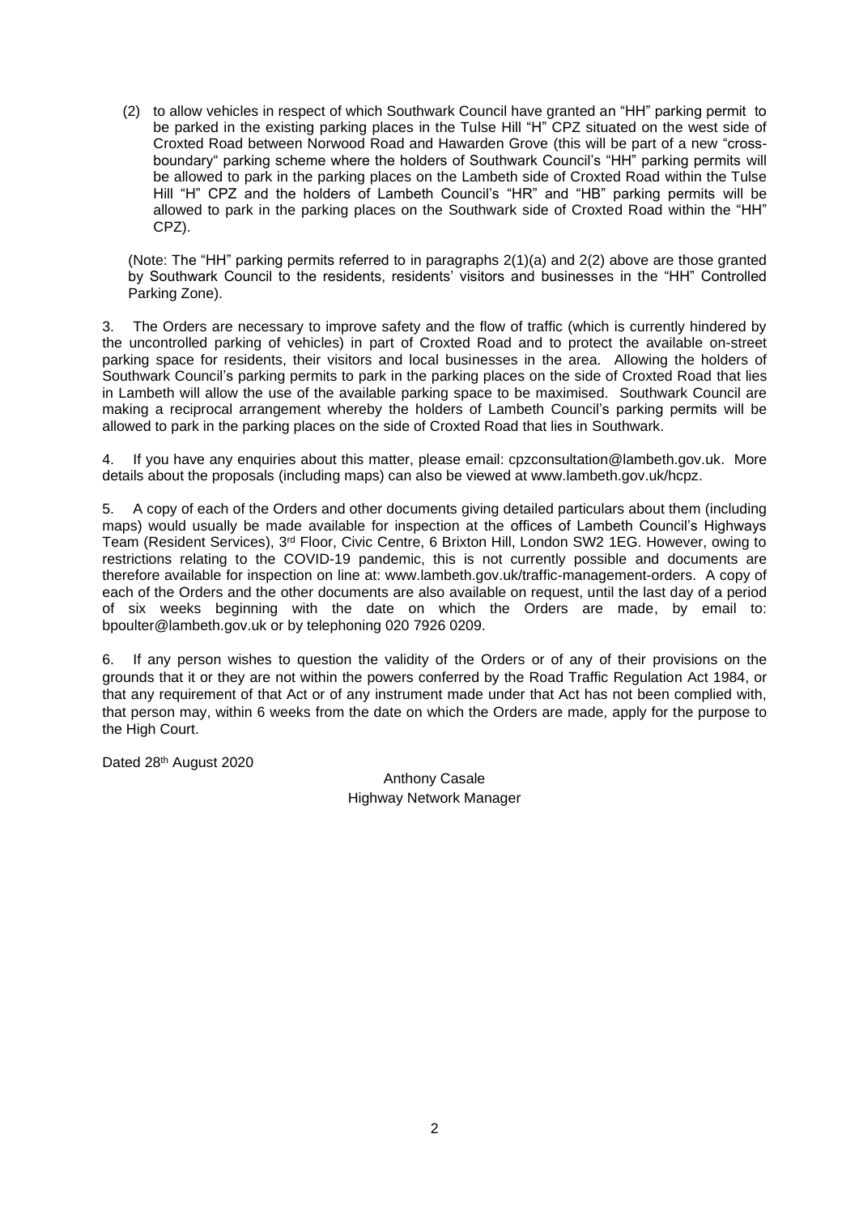(2) to allow vehicles in respect of which Southwark Council have granted an "HH" parking permit to be parked in the existing parking places in the Tulse Hill "H" CPZ situated on the west side of Croxted Road between Norwood Road and Hawarden Grove (this will be part of a new "cross-boundary" parking scheme where the holders of Southwark Council's "HH" parking permits will be allowed to park in the parking places on the Lambeth side of Croxted Road within the Tulse Hill "H" CPZ and the holders of Lambeth Council's "HR" and "HB" parking permits will be allowed to park in the parking places on the Southwark side of Croxted Road within the "HH" CPZ).

(Note: The "HH" parking permits referred to in paragraphs 2(1)(a) and 2(2) above are those granted by Southwark Council to the residents, residents' visitors and businesses in the "HH" Controlled Parking Zone).

3. The Orders are necessary to improve safety and the flow of traffic (which is currently hindered by the uncontrolled parking of vehicles) in part of Croxted Road and to protect the available on-street parking space for residents, their visitors and local businesses in the area. Allowing the holders of Southwark Council's parking permits to park in the parking places on the side of Croxted Road that lies in Lambeth will allow the use of the available parking space to be maximised. Southwark Council are making a reciprocal arrangement whereby the holders of Lambeth Council's parking permits will be allowed to park in the parking places on the side of Croxted Road that lies in Southwark.

4. If you have any enquiries about this matter, please email: cpzconsultation@lambeth.gov.uk. More details about the proposals (including maps) can also be viewed at www.lambeth.gov.uk/hcpz.

5. A copy of each of the Orders and other documents giving detailed particulars about them (including maps) would usually be made available for inspection at the offices of Lambeth Council's Highways Team (Resident Services), 3rd Floor, Civic Centre, 6 Brixton Hill, London SW2 1EG. However, owing to restrictions relating to the COVID-19 pandemic, this is not currently possible and documents are therefore available for inspection on line at: www.lambeth.gov.uk/traffic-management-orders. A copy of each of the Orders and the other documents are also available on request, until the last day of a period of six weeks beginning with the date on which the Orders are made, by email to: bpoulter@lambeth.gov.uk or by telephoning 020 7926 0209.

6. If any person wishes to question the validity of the Orders or of any of their provisions on the grounds that it or they are not within the powers conferred by the Road Traffic Regulation Act 1984, or that any requirement of that Act or of any instrument made under that Act has not been complied with, that person may, within 6 weeks from the date on which the Orders are made, apply for the purpose to the High Court.

Dated 28th August 2020

Anthony Casale
Highway Network Manager